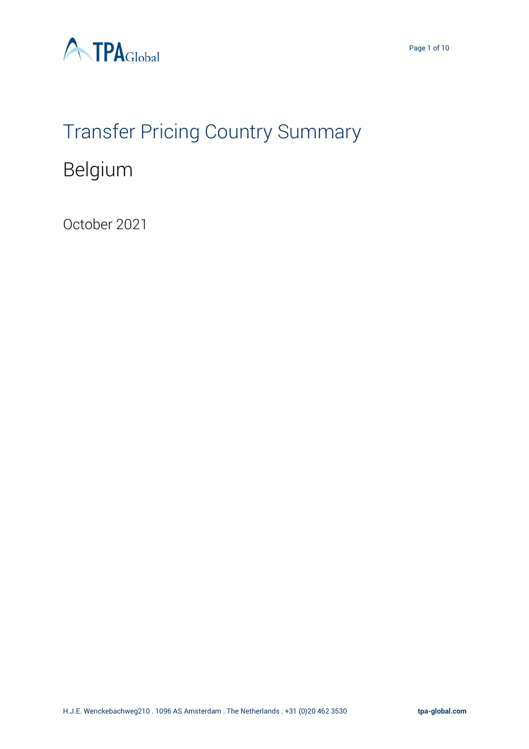# Transfer Pricing Country Summary

## Belgium

October 2021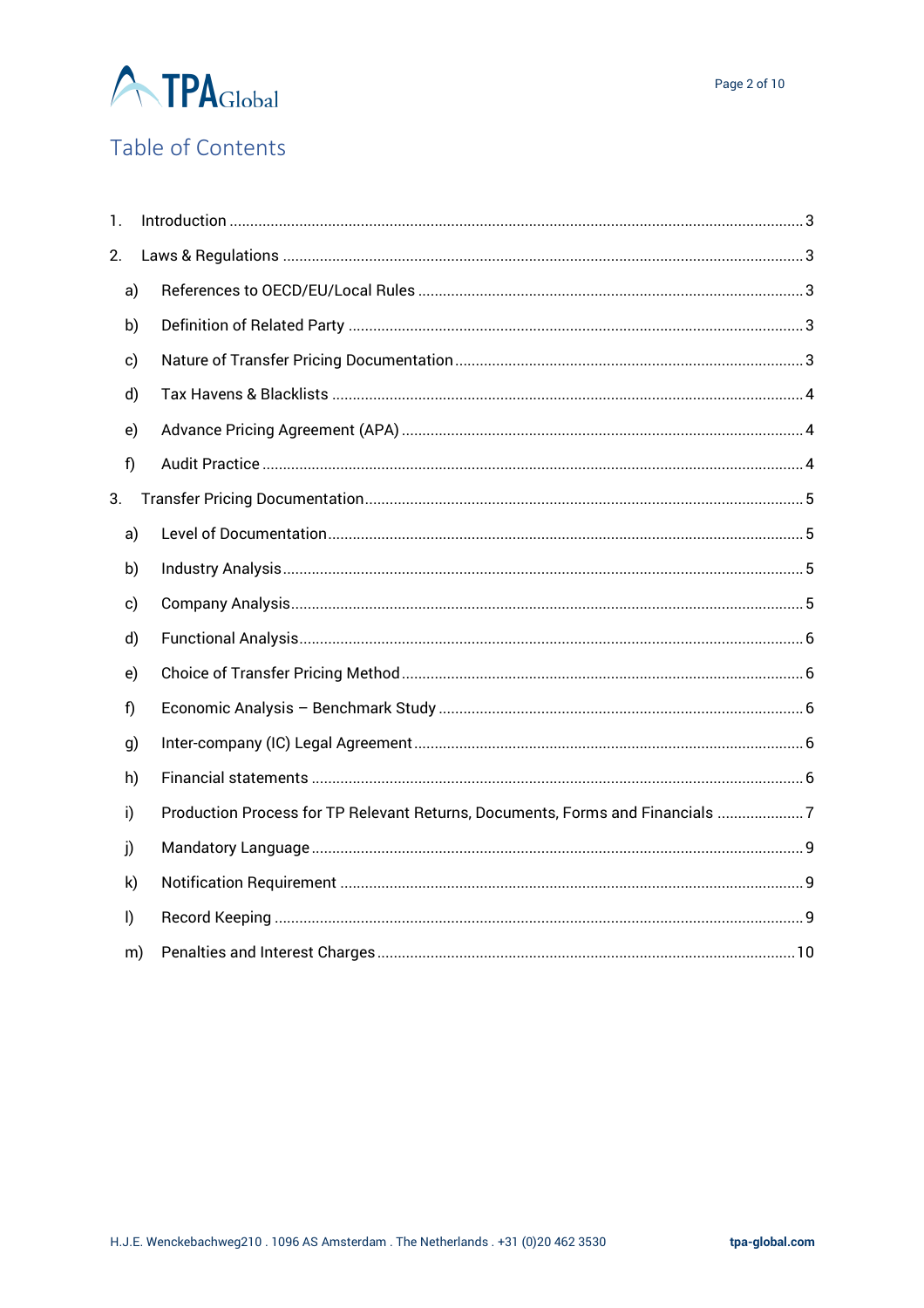# Table of Contents

1. Introduction ........ 3
2. Laws & Regulations ........ 3
   - a) References to OECD/EU/Local Rules ........ 3
   - b) Definition of Related Party ........ 3
   - c) Nature of Transfer Pricing Documentation ........ 3
   - d) Tax Havens & Blacklists ........ 4
   - e) Advance Pricing Agreement (APA) ........ 4
   - f) Audit Practice ........ 4
3. Transfer Pricing Documentation ........ 5
   - a) Level of Documentation ........ 5
   - b) Industry Analysis ........ 5
   - c) Company Analysis ........ 5
   - d) Functional Analysis ........ 6
   - e) Choice of Transfer Pricing Method ........ 6
   - f) Economic Analysis – Benchmark Study ........ 6
   - g) Inter-company (IC) Legal Agreement ........ 6
   - h) Financial statements ........ 6
   - i) Production Process for TP Relevant Returns, Documents, Forms and Financials ........ 7
   - j) Mandatory Language ........ 9
   - k) Notification Requirement ........ 9
   - l) Record Keeping ........ 9
   - m) Penalties and Interest Charges ........ 10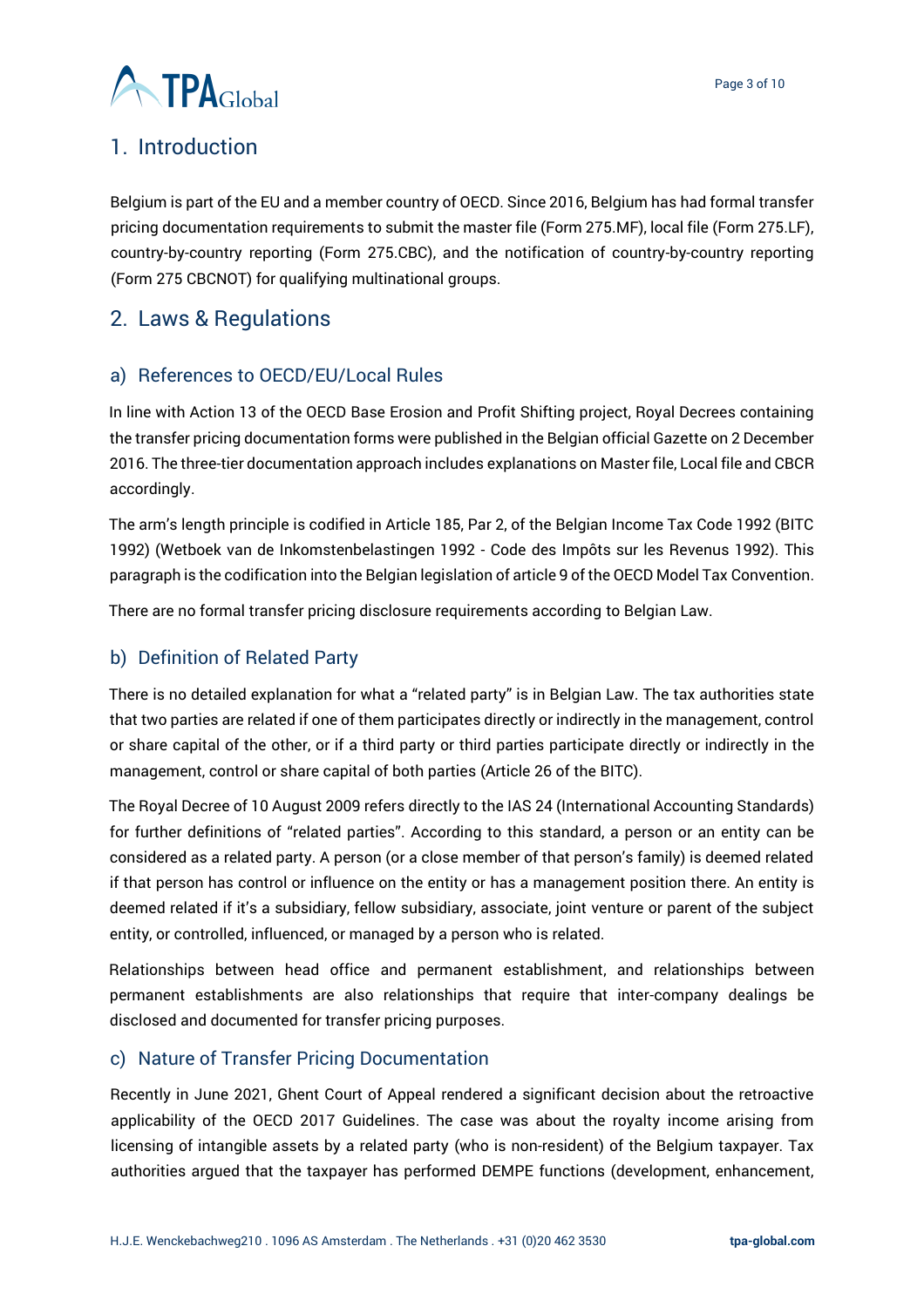## 1. Introduction

Belgium is part of the EU and a member country of OECD. Since 2016, Belgium has had formal transfer pricing documentation requirements to submit the master file (Form 275.MF), local file (Form 275.LF), country-by-country reporting (Form 275.CBC), and the notification of country-by-country reporting (Form 275 CBCNOT) for qualifying multinational groups.

## 2. Laws & Regulations

### a) References to OECD/EU/Local Rules

In line with Action 13 of the OECD Base Erosion and Profit Shifting project, Royal Decrees containing the transfer pricing documentation forms were published in the Belgian official Gazette on 2 December 2016. The three-tier documentation approach includes explanations on Master file, Local file and CBCR accordingly.

The arm's length principle is codified in Article 185, Par 2, of the Belgian Income Tax Code 1992 (BITC 1992) (Wetboek van de Inkomstenbelastingen 1992 - Code des Impôts sur les Revenus 1992). This paragraph is the codification into the Belgian legislation of article 9 of the OECD Model Tax Convention.

There are no formal transfer pricing disclosure requirements according to Belgian Law.

### b) Definition of Related Party

There is no detailed explanation for what a "related party" is in Belgian Law. The tax authorities state that two parties are related if one of them participates directly or indirectly in the management, control or share capital of the other, or if a third party or third parties participate directly or indirectly in the management, control or share capital of both parties (Article 26 of the BITC).

The Royal Decree of 10 August 2009 refers directly to the IAS 24 (International Accounting Standards) for further definitions of "related parties". According to this standard, a person or an entity can be considered as a related party. A person (or a close member of that person's family) is deemed related if that person has control or influence on the entity or has a management position there. An entity is deemed related if it's a subsidiary, fellow subsidiary, associate, joint venture or parent of the subject entity, or controlled, influenced, or managed by a person who is related.

Relationships between head office and permanent establishment, and relationships between permanent establishments are also relationships that require that inter-company dealings be disclosed and documented for transfer pricing purposes.

### c) Nature of Transfer Pricing Documentation

Recently in June 2021, Ghent Court of Appeal rendered a significant decision about the retroactive applicability of the OECD 2017 Guidelines. The case was about the royalty income arising from licensing of intangible assets by a related party (who is non-resident) of the Belgium taxpayer. Tax authorities argued that the taxpayer has performed DEMPE functions (development, enhancement,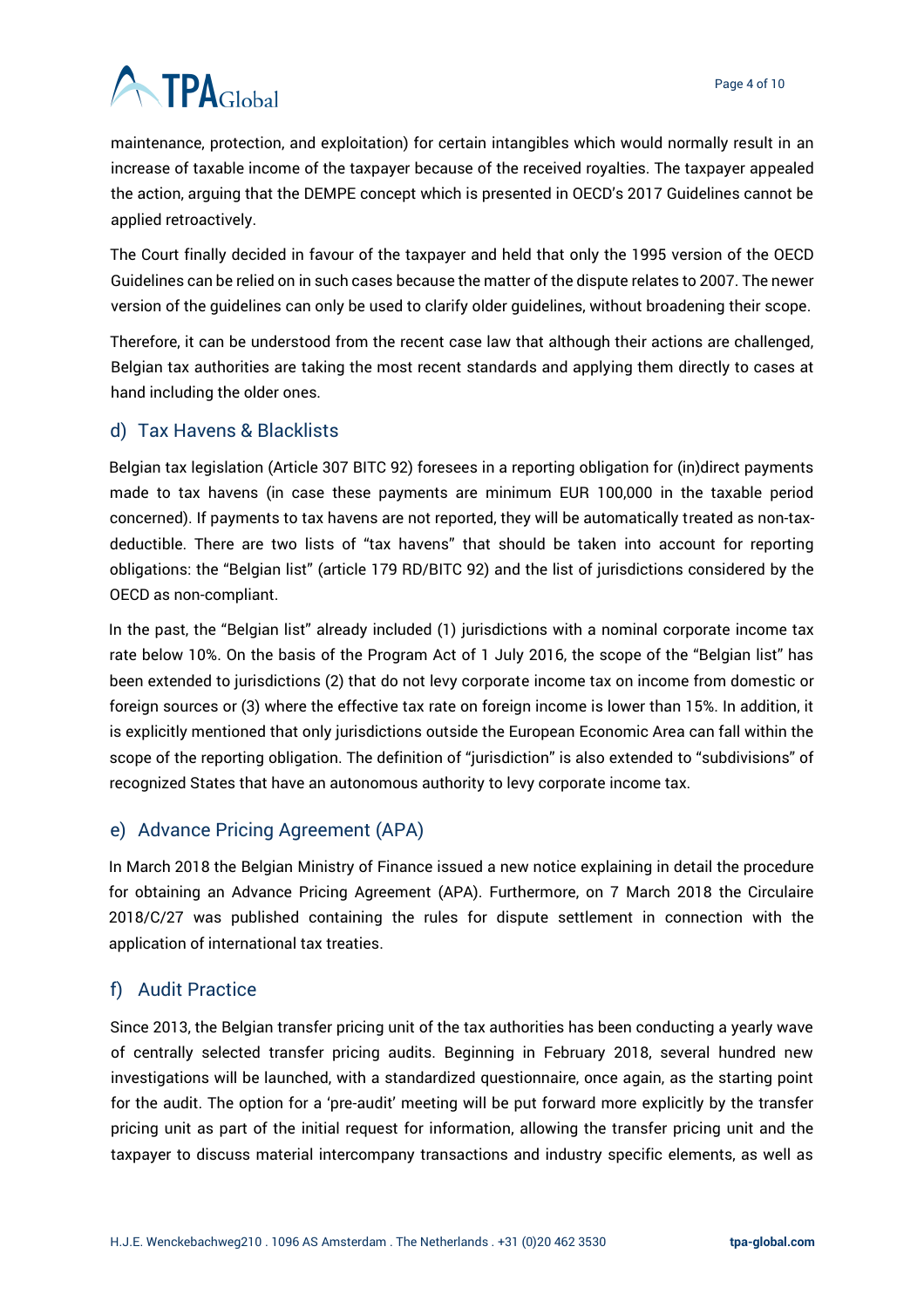maintenance, protection, and exploitation) for certain intangibles which would normally result in an increase of taxable income of the taxpayer because of the received royalties. The taxpayer appealed the action, arguing that the DEMPE concept which is presented in OECD's 2017 Guidelines cannot be applied retroactively.

The Court finally decided in favour of the taxpayer and held that only the 1995 version of the OECD Guidelines can be relied on in such cases because the matter of the dispute relates to 2007. The newer version of the guidelines can only be used to clarify older guidelines, without broadening their scope.

Therefore, it can be understood from the recent case law that although their actions are challenged, Belgian tax authorities are taking the most recent standards and applying them directly to cases at hand including the older ones.

## d) Tax Havens & Blacklists

Belgian tax legislation (Article 307 BITC 92) foresees in a reporting obligation for (in)direct payments made to tax havens (in case these payments are minimum EUR 100,000 in the taxable period concerned). If payments to tax havens are not reported, they will be automatically treated as non-tax-deductible. There are two lists of "tax havens" that should be taken into account for reporting obligations: the "Belgian list" (article 179 RD/BITC 92) and the list of jurisdictions considered by the OECD as non-compliant.

In the past, the "Belgian list" already included (1) jurisdictions with a nominal corporate income tax rate below 10%. On the basis of the Program Act of 1 July 2016, the scope of the "Belgian list" has been extended to jurisdictions (2) that do not levy corporate income tax on income from domestic or foreign sources or (3) where the effective tax rate on foreign income is lower than 15%. In addition, it is explicitly mentioned that only jurisdictions outside the European Economic Area can fall within the scope of the reporting obligation. The definition of "jurisdiction" is also extended to "subdivisions" of recognized States that have an autonomous authority to levy corporate income tax.

## e) Advance Pricing Agreement (APA)

In March 2018 the Belgian Ministry of Finance issued a new notice explaining in detail the procedure for obtaining an Advance Pricing Agreement (APA). Furthermore, on 7 March 2018 the Circulaire 2018/C/27 was published containing the rules for dispute settlement in connection with the application of international tax treaties.

## f) Audit Practice

Since 2013, the Belgian transfer pricing unit of the tax authorities has been conducting a yearly wave of centrally selected transfer pricing audits. Beginning in February 2018, several hundred new investigations will be launched, with a standardized questionnaire, once again, as the starting point for the audit. The option for a 'pre-audit' meeting will be put forward more explicitly by the transfer pricing unit as part of the initial request for information, allowing the transfer pricing unit and the taxpayer to discuss material intercompany transactions and industry specific elements, as well as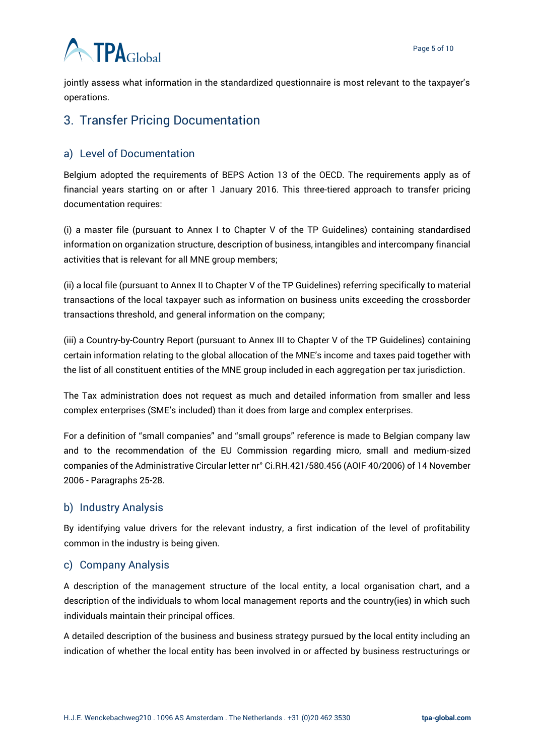jointly assess what information in the standardized questionnaire is most relevant to the taxpayer's operations.

## 3. Transfer Pricing Documentation

### a) Level of Documentation

Belgium adopted the requirements of BEPS Action 13 of the OECD. The requirements apply as of financial years starting on or after 1 January 2016. This three-tiered approach to transfer pricing documentation requires:

(i) a master file (pursuant to Annex I to Chapter V of the TP Guidelines) containing standardised information on organization structure, description of business, intangibles and intercompany financial activities that is relevant for all MNE group members;

(ii) a local file (pursuant to Annex II to Chapter V of the TP Guidelines) referring specifically to material transactions of the local taxpayer such as information on business units exceeding the crossborder transactions threshold, and general information on the company;

(iii) a Country-by-Country Report (pursuant to Annex III to Chapter V of the TP Guidelines) containing certain information relating to the global allocation of the MNE's income and taxes paid together with the list of all constituent entities of the MNE group included in each aggregation per tax jurisdiction.

The Tax administration does not request as much and detailed information from smaller and less complex enterprises (SME's included) than it does from large and complex enterprises.

For a definition of "small companies" and "small groups" reference is made to Belgian company law and to the recommendation of the EU Commission regarding micro, small and medium-sized companies of the Administrative Circular letter nr° Ci.RH.421/580.456 (AOIF 40/2006) of 14 November 2006 - Paragraphs 25-28.

### b) Industry Analysis

By identifying value drivers for the relevant industry, a first indication of the level of profitability common in the industry is being given.

### c) Company Analysis

A description of the management structure of the local entity, a local organisation chart, and a description of the individuals to whom local management reports and the country(ies) in which such individuals maintain their principal offices.

A detailed description of the business and business strategy pursued by the local entity including an indication of whether the local entity has been involved in or affected by business restructurings or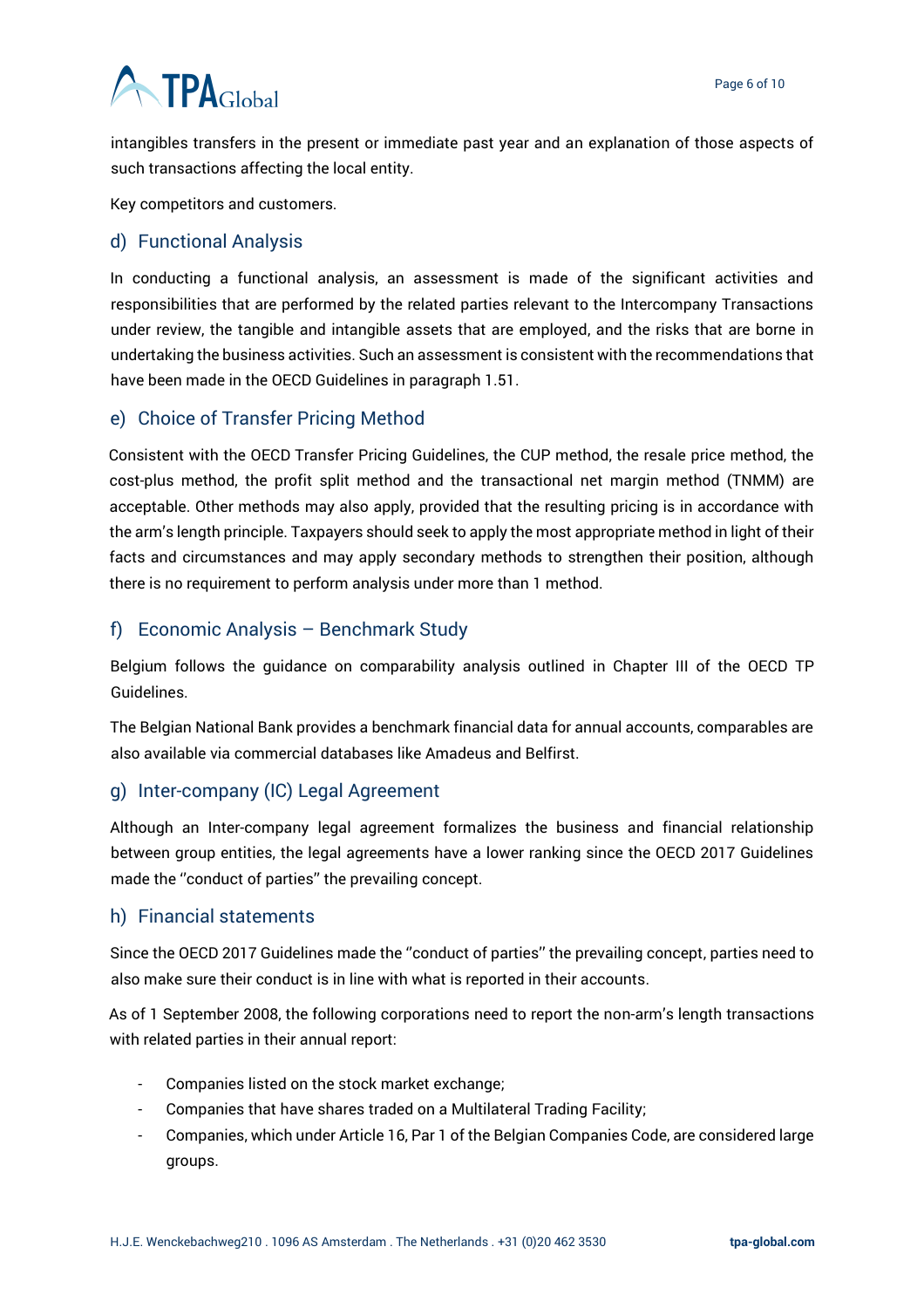intangibles transfers in the present or immediate past year and an explanation of those aspects of such transactions affecting the local entity.

Key competitors and customers.

## d) Functional Analysis

In conducting a functional analysis, an assessment is made of the significant activities and responsibilities that are performed by the related parties relevant to the Intercompany Transactions under review, the tangible and intangible assets that are employed, and the risks that are borne in undertaking the business activities. Such an assessment is consistent with the recommendations that have been made in the OECD Guidelines in paragraph 1.51.

## e) Choice of Transfer Pricing Method

Consistent with the OECD Transfer Pricing Guidelines, the CUP method, the resale price method, the cost-plus method, the profit split method and the transactional net margin method (TNMM) are acceptable. Other methods may also apply, provided that the resulting pricing is in accordance with the arm's length principle. Taxpayers should seek to apply the most appropriate method in light of their facts and circumstances and may apply secondary methods to strengthen their position, although there is no requirement to perform analysis under more than 1 method.

## f) Economic Analysis – Benchmark Study

Belgium follows the guidance on comparability analysis outlined in Chapter III of the OECD TP Guidelines.

The Belgian National Bank provides a benchmark financial data for annual accounts, comparables are also available via commercial databases like Amadeus and Belfirst.

## g) Inter-company (IC) Legal Agreement

Although an Inter-company legal agreement formalizes the business and financial relationship between group entities, the legal agreements have a lower ranking since the OECD 2017 Guidelines made the ''conduct of parties'' the prevailing concept.

## h) Financial statements

Since the OECD 2017 Guidelines made the ''conduct of parties'' the prevailing concept, parties need to also make sure their conduct is in line with what is reported in their accounts.

As of 1 September 2008, the following corporations need to report the non-arm's length transactions with related parties in their annual report:

- Companies listed on the stock market exchange;
- Companies that have shares traded on a Multilateral Trading Facility;
- Companies, which under Article 16, Par 1 of the Belgian Companies Code, are considered large groups.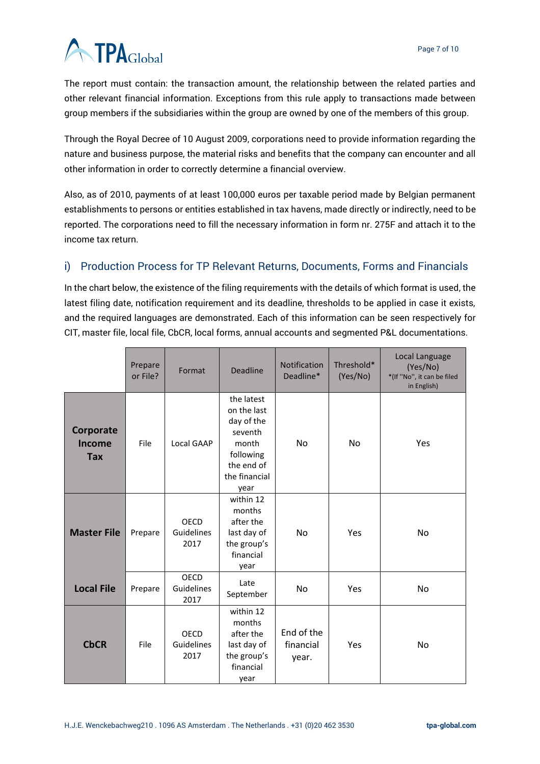The report must contain: the transaction amount, the relationship between the related parties and other relevant financial information. Exceptions from this rule apply to transactions made between group members if the subsidiaries within the group are owned by one of the members of this group.

Through the Royal Decree of 10 August 2009, corporations need to provide information regarding the nature and business purpose, the material risks and benefits that the company can encounter and all other information in order to correctly determine a financial overview.

Also, as of 2010, payments of at least 100,000 euros per taxable period made by Belgian permanent establishments to persons or entities established in tax havens, made directly or indirectly, need to be reported. The corporations need to fill the necessary information in form nr. 275F and attach it to the income tax return.

## i) Production Process for TP Relevant Returns, Documents, Forms and Financials

In the chart below, the existence of the filing requirements with the details of which format is used, the latest filing date, notification requirement and its deadline, thresholds to be applied in case it exists, and the required languages are demonstrated. Each of this information can be seen respectively for CIT, master file, local file, CbCR, local forms, annual accounts and segmented P&L documentations.

| | Prepare or File? | Format | Deadline | Notification Deadline* | Threshold* (Yes/No) | Local Language (Yes/No) *(If "No", it can be filed in English) |
|---|---|---|---|---|---|---|
| **Corporate Income Tax** | File | Local GAAP | the latest on the last day of the seventh month following the end of the financial year | No | No | Yes |
| **Master File** | Prepare | OECD Guidelines 2017 | within 12 months after the last day of the group's financial year | No | Yes | No |
| **Local File** | Prepare | OECD Guidelines 2017 | Late September | No | Yes | No |
| **CbCR** | File | OECD Guidelines 2017 | within 12 months after the last day of the group's financial year | End of the financial year. | Yes | No |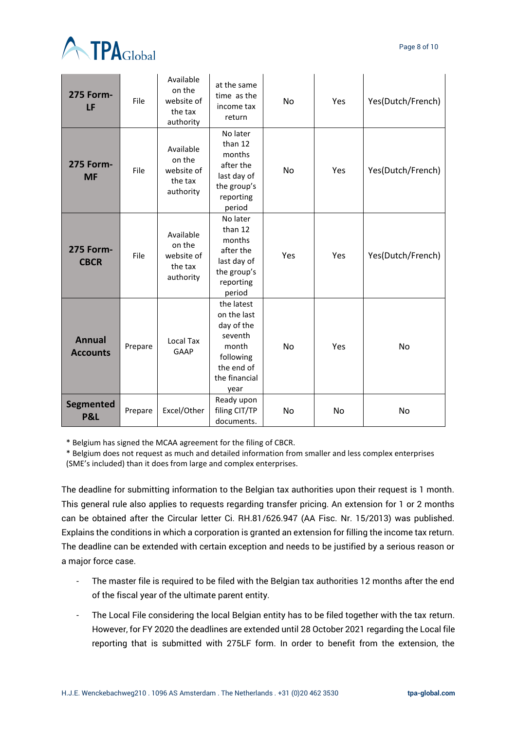| | | | | | | |
|---|---|---|---|---|---|---|
| **275 Form-LF** | File | Available on the website of the tax authority | at the same time as the income tax return | No | Yes | Yes(Dutch/French) |
| **275 Form-MF** | File | Available on the website of the tax authority | No later than 12 months after the last day of the group's reporting period | No | Yes | Yes(Dutch/French) |
| **275 Form-CBCR** | File | Available on the website of the tax authority | No later than 12 months after the last day of the group's reporting period | Yes | Yes | Yes(Dutch/French) |
| **Annual Accounts** | Prepare | Local Tax GAAP | the latest on the last day of the seventh month following the end of the financial year | No | Yes | No |
| **Segmented P&L** | Prepare | Excel/Other | Ready upon filing CIT/TP documents. | No | No | No |

* Belgium has signed the MCAA agreement for the filing of CBCR.

* Belgium does not request as much and detailed information from smaller and less complex enterprises (SME's included) than it does from large and complex enterprises.

The deadline for submitting information to the Belgian tax authorities upon their request is 1 month. This general rule also applies to requests regarding transfer pricing. An extension for 1 or 2 months can be obtained after the Circular letter Ci. RH.81/626.947 (AA Fisc. Nr. 15/2013) was published. Explains the conditions in which a corporation is granted an extension for filling the income tax return. The deadline can be extended with certain exception and needs to be justified by a serious reason or a major force case.

- The master file is required to be filed with the Belgian tax authorities 12 months after the end of the fiscal year of the ultimate parent entity.
- The Local File considering the local Belgian entity has to be filed together with the tax return. However, for FY 2020 the deadlines are extended until 28 October 2021 regarding the Local file reporting that is submitted with 275LF form. In order to benefit from the extension, the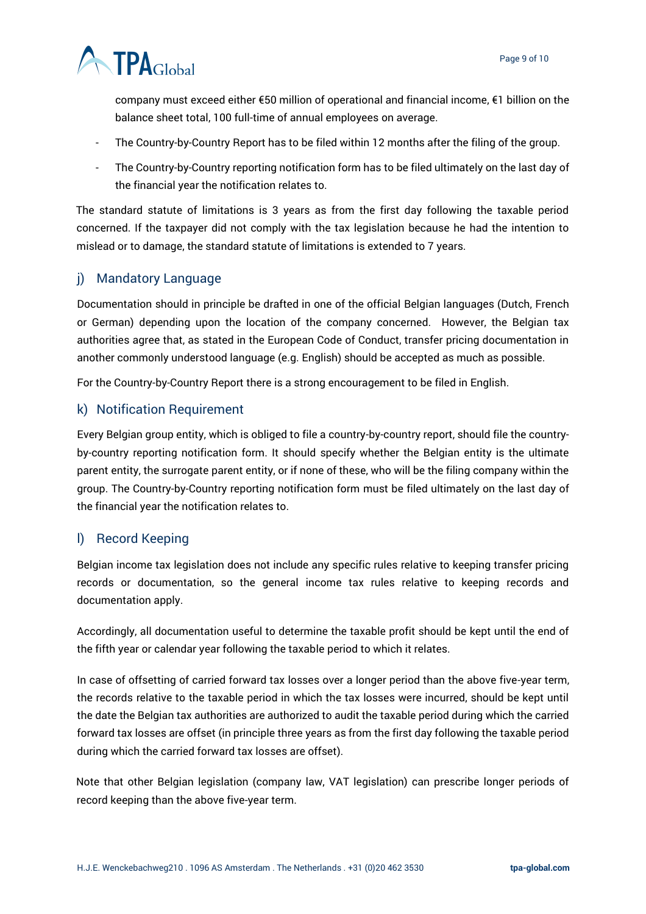company must exceed either €50 million of operational and financial income, €1 billion on the balance sheet total, 100 full-time of annual employees on average.

- The Country-by-Country Report has to be filed within 12 months after the filing of the group.
- The Country-by-Country reporting notification form has to be filed ultimately on the last day of the financial year the notification relates to.

The standard statute of limitations is 3 years as from the first day following the taxable period concerned. If the taxpayer did not comply with the tax legislation because he had the intention to mislead or to damage, the standard statute of limitations is extended to 7 years.

## j) Mandatory Language

Documentation should in principle be drafted in one of the official Belgian languages (Dutch, French or German) depending upon the location of the company concerned. However, the Belgian tax authorities agree that, as stated in the European Code of Conduct, transfer pricing documentation in another commonly understood language (e.g. English) should be accepted as much as possible.

For the Country-by-Country Report there is a strong encouragement to be filed in English.

## k) Notification Requirement

Every Belgian group entity, which is obliged to file a country-by-country report, should file the country-by-country reporting notification form. It should specify whether the Belgian entity is the ultimate parent entity, the surrogate parent entity, or if none of these, who will be the filing company within the group. The Country-by-Country reporting notification form must be filed ultimately on the last day of the financial year the notification relates to.

## l) Record Keeping

Belgian income tax legislation does not include any specific rules relative to keeping transfer pricing records or documentation, so the general income tax rules relative to keeping records and documentation apply.

Accordingly, all documentation useful to determine the taxable profit should be kept until the end of the fifth year or calendar year following the taxable period to which it relates.

In case of offsetting of carried forward tax losses over a longer period than the above five-year term, the records relative to the taxable period in which the tax losses were incurred, should be kept until the date the Belgian tax authorities are authorized to audit the taxable period during which the carried forward tax losses are offset (in principle three years as from the first day following the taxable period during which the carried forward tax losses are offset).

Note that other Belgian legislation (company law, VAT legislation) can prescribe longer periods of record keeping than the above five-year term.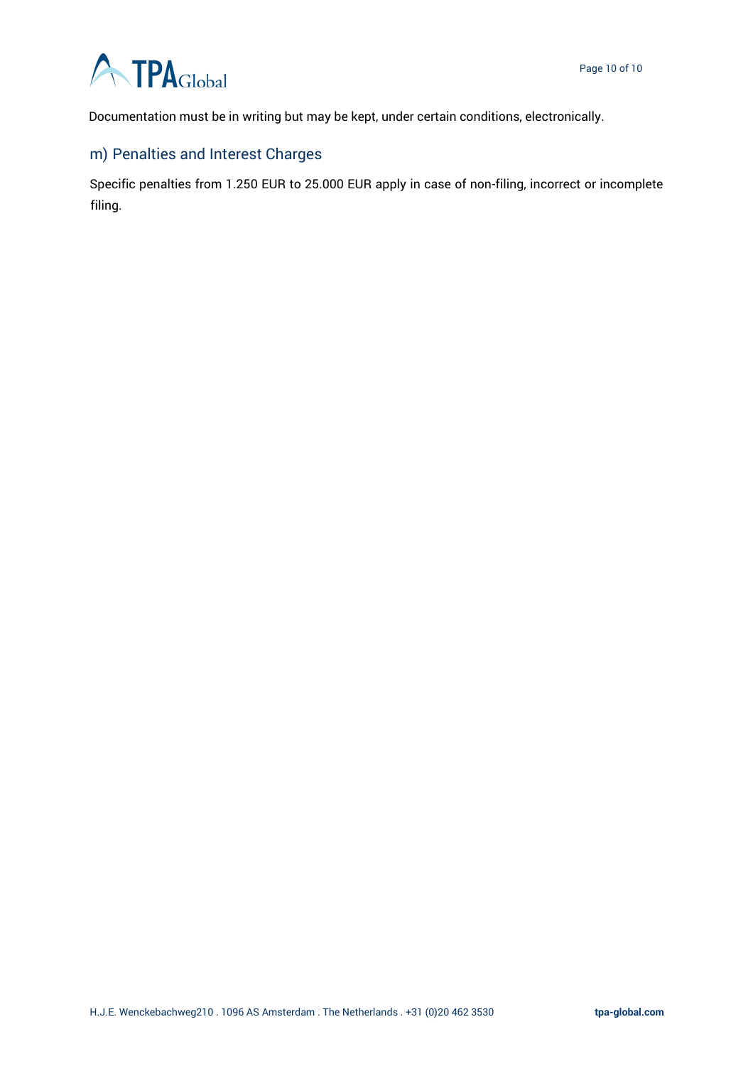Documentation must be in writing but may be kept, under certain conditions, electronically.

## m) Penalties and Interest Charges

Specific penalties from 1.250 EUR to 25.000 EUR apply in case of non-filing, incorrect or incomplete filing.